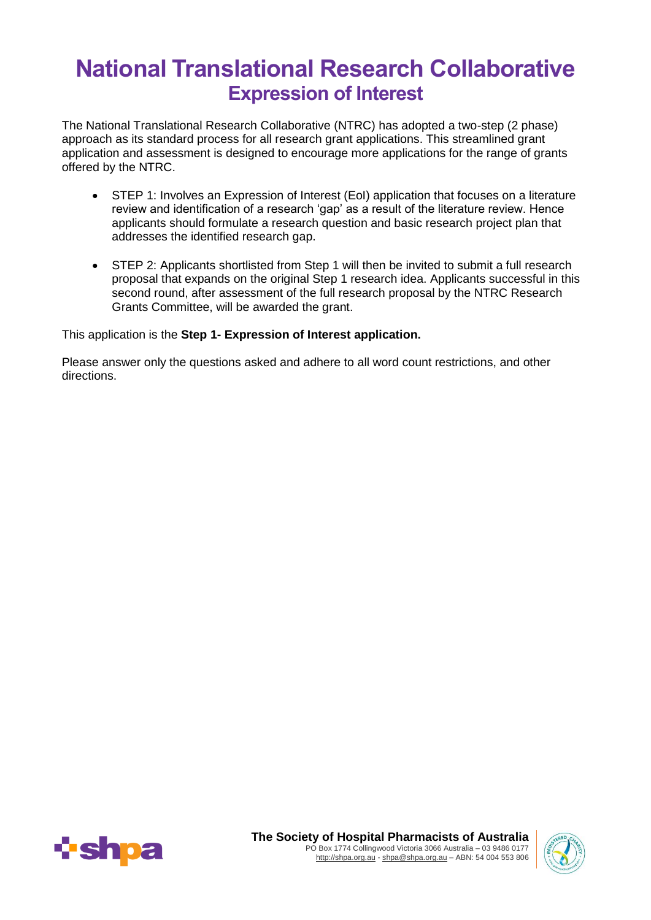# National Translational Research Collaborative

## Expression of Interest

The National Translational Research Collaborative (NTRC) has adopted a two-step (2 phase) approach as its standard process for all research grant applications. This streamlined grant application and assessment is designed to encourage more applications for the range of grants offered by the NTRC.

- STEP 1: Involves an Expression of Interest (EoI) application that focuses on a literature review and identification of a research 'gap' as a result of the literature review. Hence applicants should formulate a research question and basic research project plan that addresses the identified research gap.
- STEP 2: Applicants shortlisted from Step 1 will then be invited to submit a full research proposal that expands on the original Step 1 research idea. Applicants successful in this second round, after assessment of the full research proposal by the NTRC Research Grants Committee, will be awarded the grant.

This application is the **Step 1- Expression of Interest application.**

Please answer only the questions asked and adhere to all word count restrictions, and other directions.

**The Society of Hospital Pharmacists of Australia**
PO Box 1774 Collingwood Victoria 3066 Australia – 03 9486 0177
http://shpa.org.au - shpa@shpa.org.au – ABN: 54 004 553 806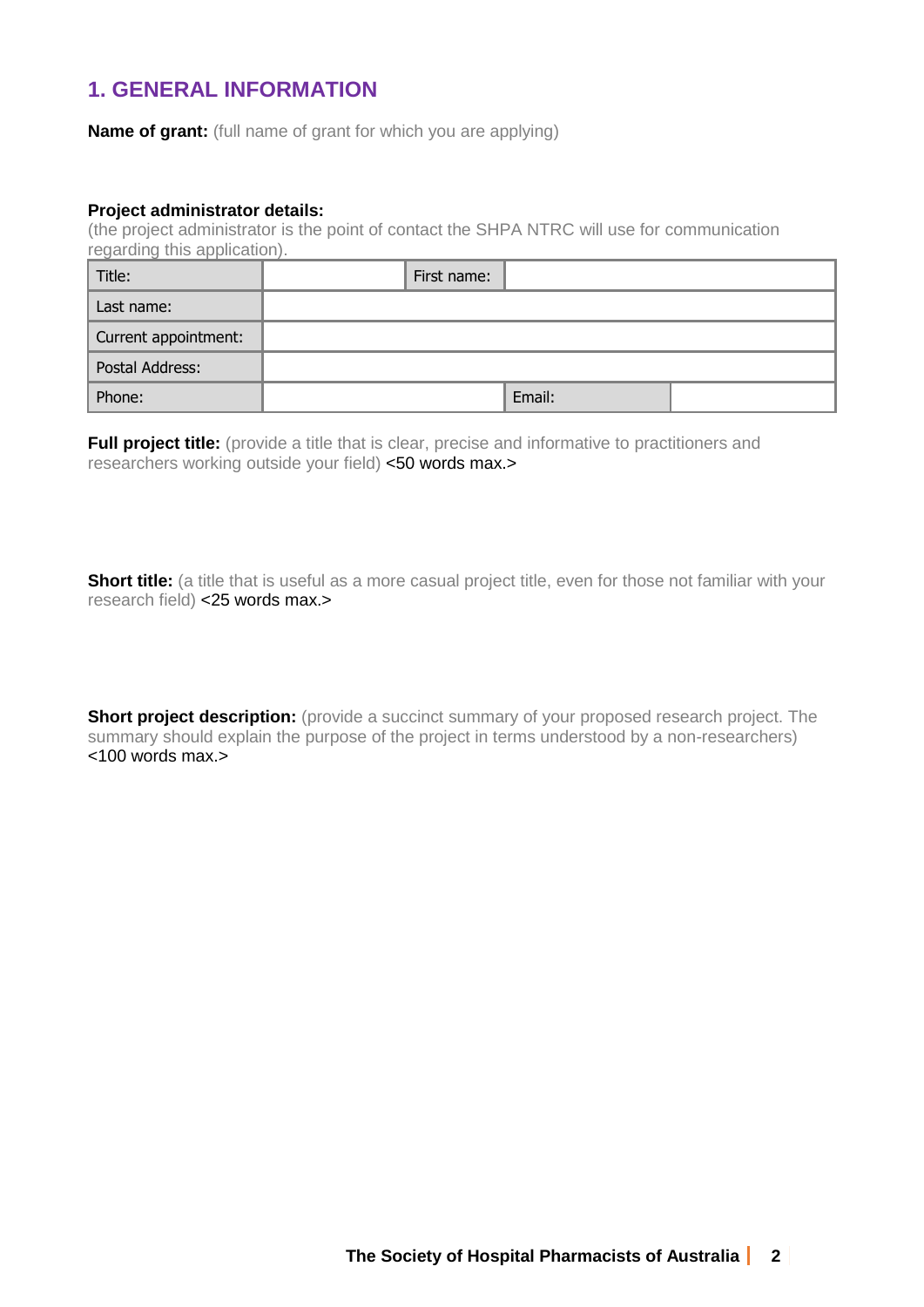## 1. GENERAL INFORMATION

**Name of grant:** (full name of grant for which you are applying)

**Project administrator details:**

(the project administrator is the point of contact the SHPA NTRC will use for communication regarding this application).

| Title: | | First name: | |
|---|---|---|---|
| Last name: | | | |
| Current appointment: | | | |
| Postal Address: | | | |
| Phone: | | Email: | |

**Full project title:** (provide a title that is clear, precise and informative to practitioners and researchers working outside your field) <50 words max.>

**Short title:** (a title that is useful as a more casual project title, even for those not familiar with your research field) <25 words max.>

**Short project description:** (provide a succinct summary of your proposed research project. The summary should explain the purpose of the project in terms understood by a non-researchers) <100 words max.>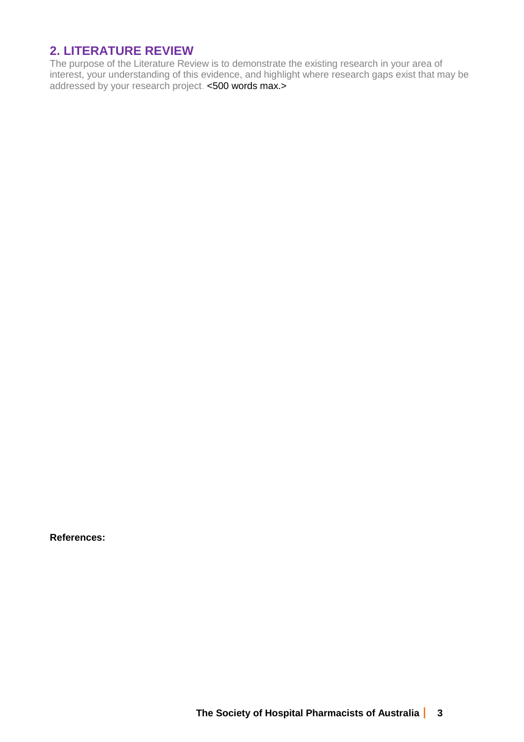## 2. LITERATURE REVIEW

The purpose of the Literature Review is to demonstrate the existing research in your area of interest, your understanding of this evidence, and highlight where research gaps exist that may be addressed by your research project. <500 words max.>

**References:**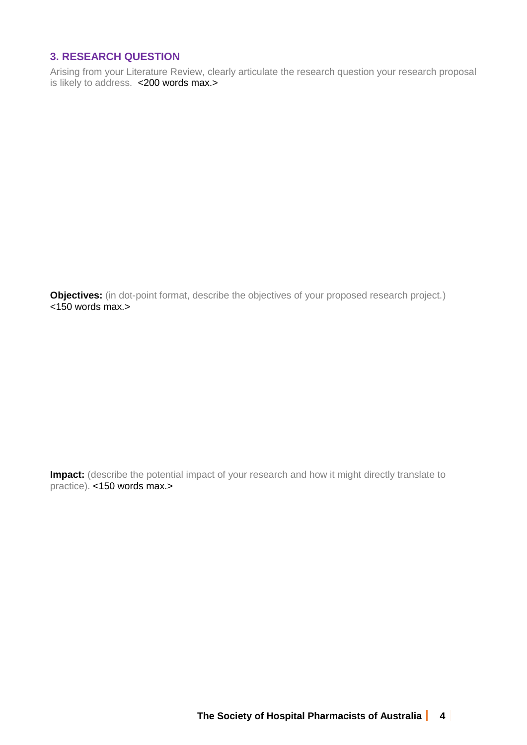## 3. RESEARCH QUESTION

Arising from your Literature Review, clearly articulate the research question your research proposal is likely to address. <200 words max.>

**Objectives:** (in dot-point format, describe the objectives of your proposed research project.) <150 words max.>

**Impact:** (describe the potential impact of your research and how it might directly translate to practice). <150 words max.>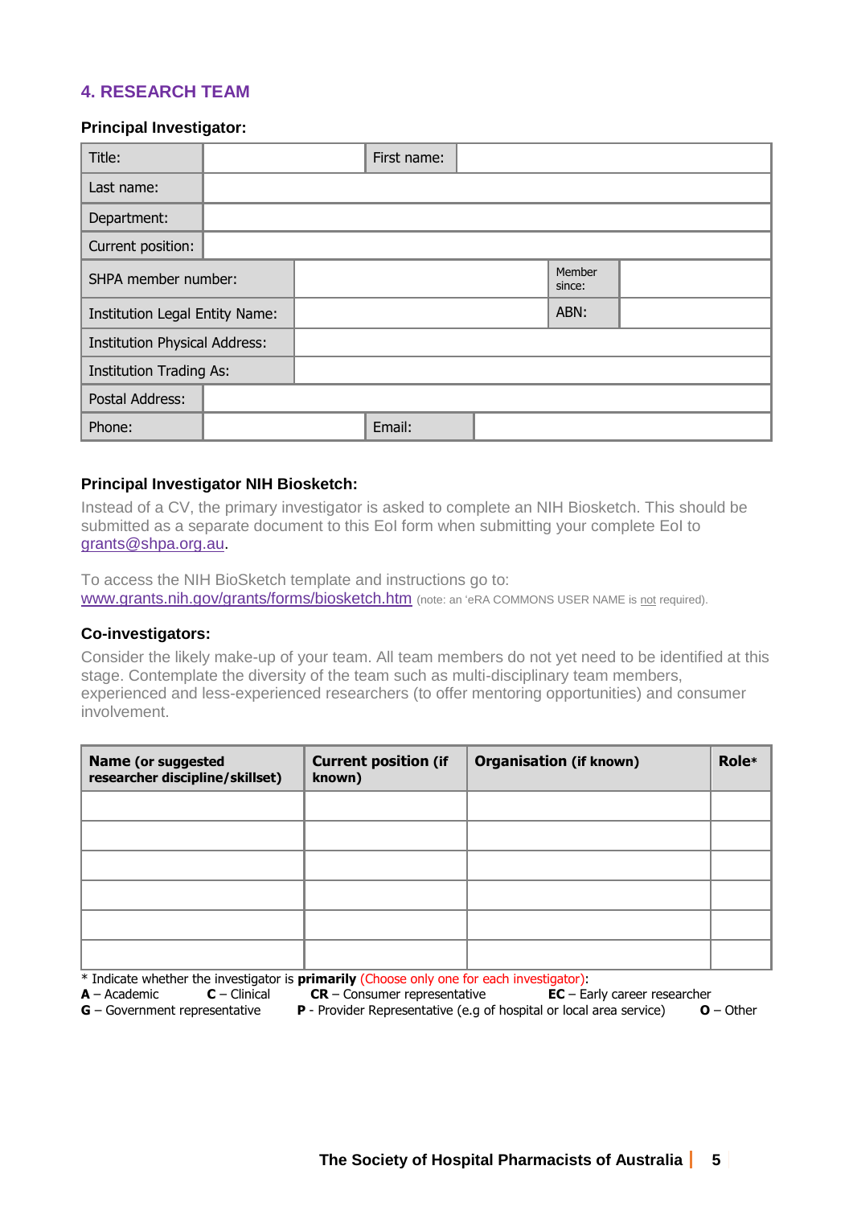## 4. RESEARCH TEAM

### Principal Investigator:

| Title: | | First name: | |
|---|---|---|---|
| Last name: | | | |
| Department: | | | |
| Current position: | | | |
| SHPA member number: | | Member since: | |
| Institution Legal Entity Name: | | ABN: | |
| Institution Physical Address: | | | |
| Institution Trading As: | | | |
| Postal Address: | | | |
| Phone: | | Email: | |

### Principal Investigator NIH Biosketch:

Instead of a CV, the primary investigator is asked to complete an NIH Biosketch. This should be submitted as a separate document to this EoI form when submitting your complete EoI to grants@shpa.org.au.

To access the NIH BioSketch template and instructions go to: www.grants.nih.gov/grants/forms/biosketch.htm (note: an 'eRA COMMONS USER NAME is not required).

### Co-investigators:

Consider the likely make-up of your team. All team members do not yet need to be identified at this stage. Contemplate the diversity of the team such as multi-disciplinary team members, experienced and less-experienced researchers (to offer mentoring opportunities) and consumer involvement.

| **Name** (or suggested researcher discipline/skillset) | **Current position** (if known) | **Organisation** (if known) | **Role*** |
|---|---|---|---|
| | | | |
| | | | |
| | | | |
| | | | |
| | | | |
| | | | |

* Indicate whether the investigator is **primarily** (Choose only one for each investigator):
**A** – Academic  **C** – Clinical  **CR** – Consumer representative  **EC** – Early career researcher
**G** – Government representative  **P** - Provider Representative (e.g of hospital or local area service)  **O** – Other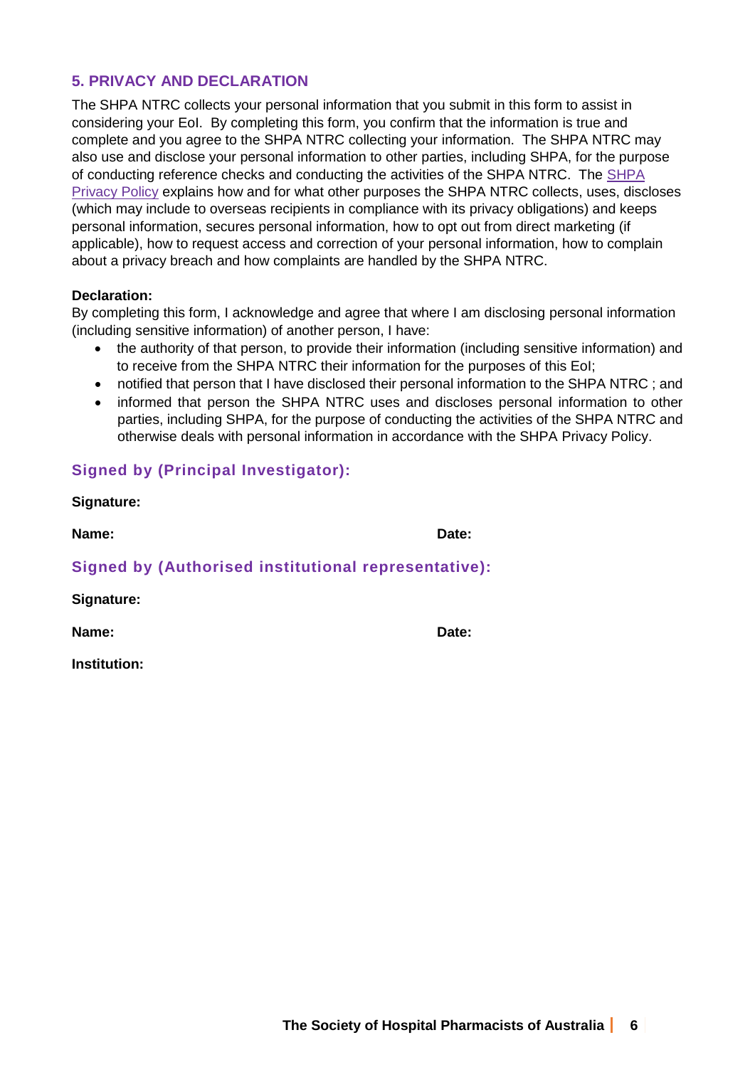## 5. PRIVACY AND DECLARATION

The SHPA NTRC collects your personal information that you submit in this form to assist in considering your EoI. By completing this form, you confirm that the information is true and complete and you agree to the SHPA NTRC collecting your information. The SHPA NTRC may also use and disclose your personal information to other parties, including SHPA, for the purpose of conducting reference checks and conducting the activities of the SHPA NTRC. The SHPA Privacy Policy explains how and for what other purposes the SHPA NTRC collects, uses, discloses (which may include to overseas recipients in compliance with its privacy obligations) and keeps personal information, secures personal information, how to opt out from direct marketing (if applicable), how to request access and correction of your personal information, how to complain about a privacy breach and how complaints are handled by the SHPA NTRC.

**Declaration:**

By completing this form, I acknowledge and agree that where I am disclosing personal information (including sensitive information) of another person, I have:

- the authority of that person, to provide their information (including sensitive information) and to receive from the SHPA NTRC their information for the purposes of this EoI;
- notified that person that I have disclosed their personal information to the SHPA NTRC ; and
- informed that person the SHPA NTRC uses and discloses personal information to other parties, including SHPA, for the purpose of conducting the activities of the SHPA NTRC and otherwise deals with personal information in accordance with the SHPA Privacy Policy.

### Signed by (Principal Investigator):

**Signature:**

**Name:** **Date:**

### Signed by (Authorised institutional representative):

**Signature:**

**Name:** **Date:**

**Institution:**